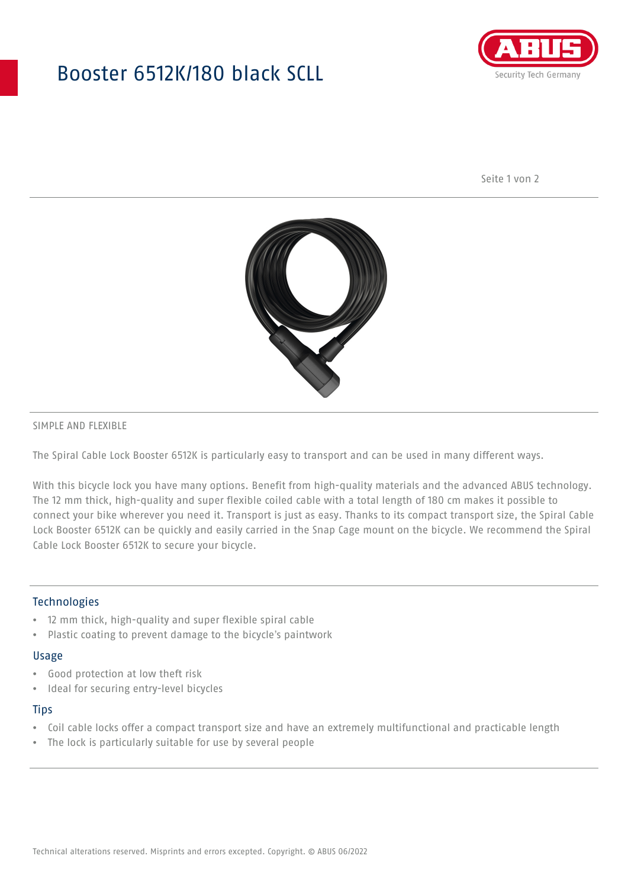# Booster 6512K/180 black SCLL

SIMPLE AND FLEXIBLE

The Spiral Cable Lock Booster 6512K is particularly easy to transport and can be used in many different ways.

With this bicycle lock you have many options. Benefit from high-quality materials and the advanced ABUS technology. The 12 mm thick, high-quality and super flexible coiled cable with a total length of 180 cm makes it possible to connect your bike wherever you need it. Transport is just as easy. Thanks to its compact transport size, the Spiral Cable Lock Booster 6512K can be quickly and easily carried in the Snap Cage mount on the bicycle. We recommend the Spiral Cable Lock Booster 6512K to secure your bicycle.

## Technologies

- 12 mm thick, high-quality and super flexible spiral cable
- Plastic coating to prevent damage to the bicycle's paintwork

## Usage

- Good protection at low theft risk
- Ideal for securing entry-level bicycles

## Tips

- Coil cable locks offer a compact transport size and have an extremely multifunctional and practicable length
- The lock is particularly suitable for use by several people

Technical alterations reserved. Misprints and errors excepted. Copyright. © ABUS 06/2022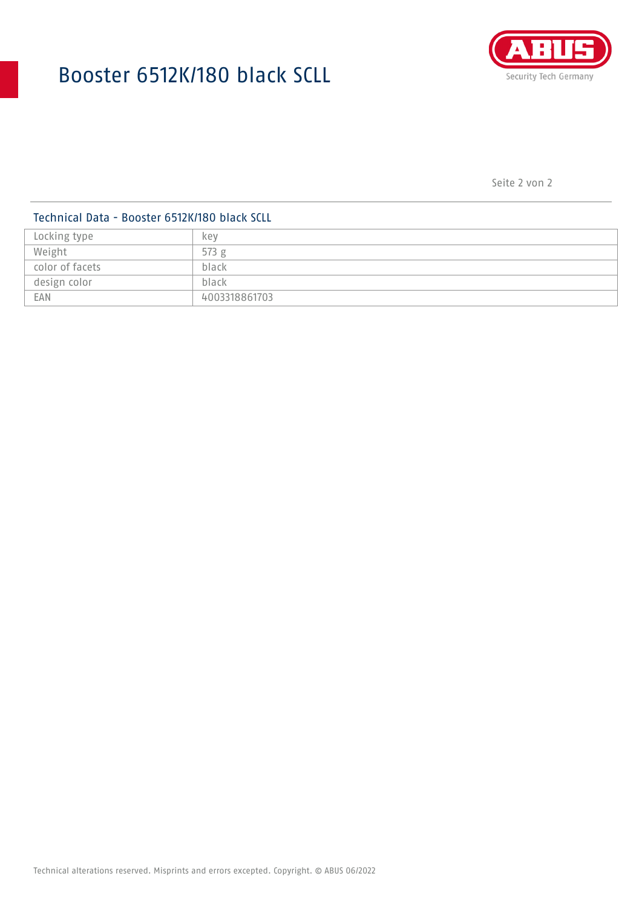# Booster 6512K/180 black SCLL

## Technical Data - Booster 6512K/180 black SCLL

| | |
|---|---|
| Locking type | key |
| Weight | 573 g |
| color of facets | black |
| design color | black |
| EAN | 4003318861703 |

Technical alterations reserved. Misprints and errors excepted. Copyright. © ABUS 06/2022